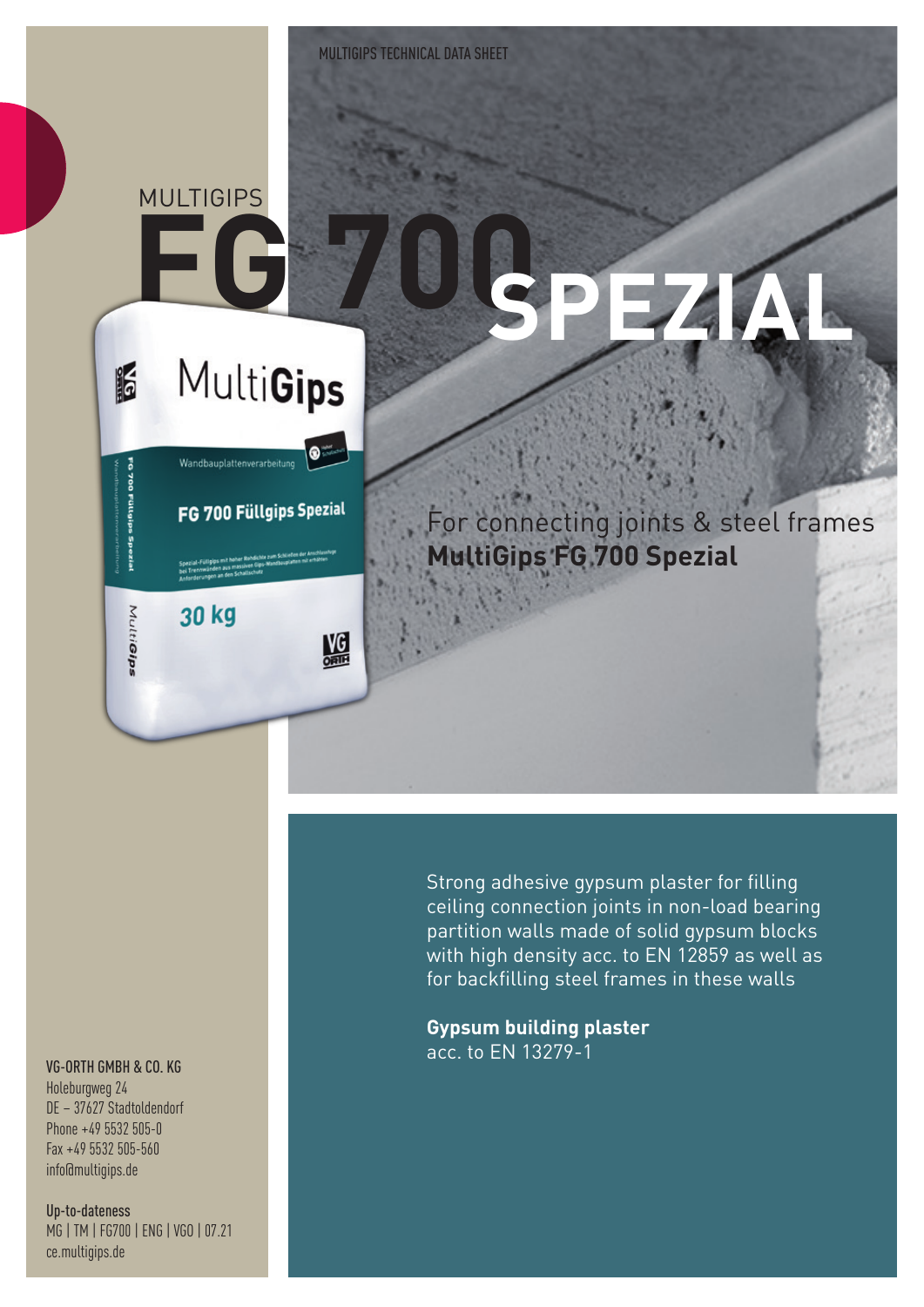MULTIGIPS TECHNICAL DATA SHEET

# MULTIGIPS FG 700 SPEZIAL

For connecting joints & steel frames
**MultiGips FG 700 Spezial**

Strong adhesive gypsum plaster for filling ceiling connection joints in non-load bearing partition walls made of solid gypsum blocks with high density acc. to EN 12859 as well as for backfilling steel frames in these walls

**Gypsum building plaster**
acc. to EN 13279-1

**VG-ORTH GMBH & CO. KG**
Holeburgweg 24
DE – 37627 Stadtoldendorf
Phone +49 5532 505-0
Fax +49 5532 505-560
info@multigips.de

**Up-to-dateness**
MG | TM | FG700 | ENG | VGO | 07.21
ce.multigips.de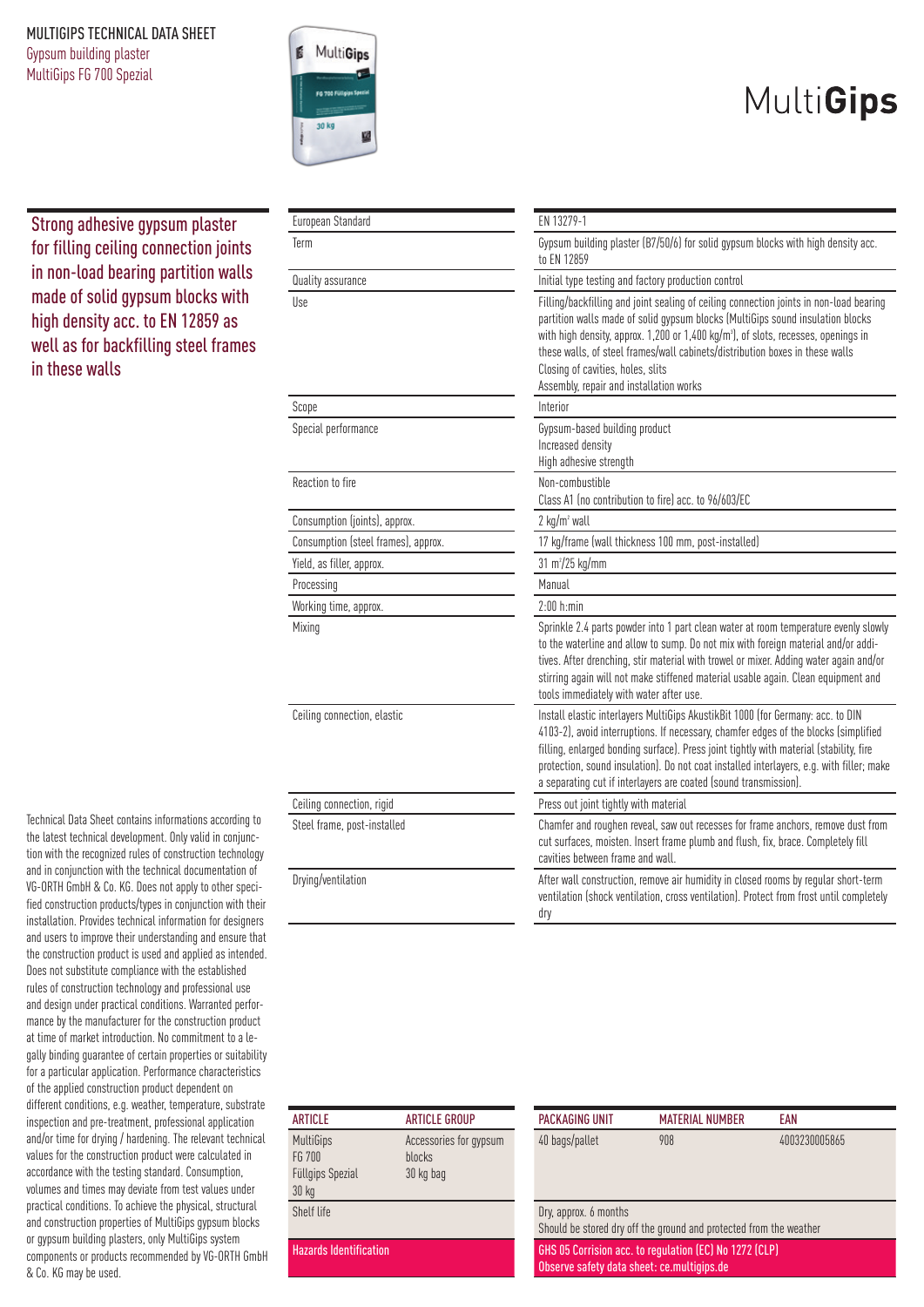MULTIGIPS TECHNICAL DATA SHEET
Gypsum building plaster
MultiGips FG 700 Spezial

MultiGips

## Strong adhesive gypsum plaster for filling ceiling connection joints in non-load bearing partition walls made of solid gypsum blocks with high density acc. to EN 12859 as well as for backfilling steel frames in these walls

| | |
|---|---|
| European Standard | EN 13279-1 |
| Term | Gypsum building plaster (B7/50/6) for solid gypsum blocks with high density acc. to EN 12859 |
| Quality assurance | Initial type testing and factory production control |
| Use | Filling/backfilling and joint sealing of ceiling connection joints in non-load bearing partition walls made of solid gypsum blocks (MultiGips sound insulation blocks with high density, approx. 1,200 or 1,400 kg/m³), of slots, recesses, openings in these walls, of steel frames/wall cabinets/distribution boxes in these walls<br>Closing of cavities, holes, slits<br>Assembly, repair and installation works |
| Scope | Interior |
| Special performance | Gypsum-based building product<br>Increased density<br>High adhesive strength |
| Reaction to fire | Non-combustible<br>Class A1 (no contribution to fire) acc. to 96/603/EC |
| Consumption (joints), approx. | 2 kg/m² wall |
| Consumption (steel frames), approx. | 17 kg/frame (wall thickness 100 mm, post-installed) |
| Yield, as filler, approx. | 31 m²/25 kg/mm |
| Processing | Manual |
| Working time, approx. | 2:00 h:min |
| Mixing | Sprinkle 2.4 parts powder into 1 part clean water at room temperature evenly slowly to the waterline and allow to sump. Do not mix with foreign material and/or additives. After drenching, stir material with trowel or mixer. Adding water again and/or stirring again will not make stiffened material usable again. Clean equipment and tools immediately with water after use. |
| Ceiling connection, elastic | Install elastic interlayers MultiGips AkustikBit 1000 (for Germany: acc. to DIN 4103-2), avoid interruptions. If necessary, chamfer edges of the blocks (simplified filling, enlarged bonding surface). Press joint tightly with material (stability, fire protection, sound insulation). Do not coat installed interlayers, e.g. with filler; make a separating cut if interlayers are coated (sound transmission). |
| Ceiling connection, rigid | Press out joint tightly with material |
| Steel frame, post-installed | Chamfer and roughen reveal, saw out recesses for frame anchors, remove dust from cut surfaces, moisten. Insert frame plumb and flush, fix, brace. Completely fill cavities between frame and wall. |
| Drying/ventilation | After wall construction, remove air humidity in closed rooms by regular short-term ventilation (shock ventilation, cross ventilation). Protect from frost until completely dry |

Technical Data Sheet contains informations according to the latest technical development. Only valid in conjunction with the recognized rules of construction technology and in conjunction with the technical documentation of VG-ORTH GmbH & Co. KG. Does not apply to other specified construction products/types in conjunction with their installation. Provides technical information for designers and users to improve their understanding and ensure that the construction product is used and applied as intended. Does not substitute compliance with the established rules of construction technology and professional use and design under practical conditions. Warranted performance by the manufacturer for the construction product at time of market introduction. No commitment to a legally binding guarantee of certain properties or suitability for a particular application. Performance characteristics of the applied construction product dependent on different conditions, e.g. weather, temperature, substrate inspection and pre-treatment, professional application and/or time for drying / hardening. The relevant technical values for the construction product were calculated in accordance with the testing standard. Consumption, volumes and times may deviate from test values under practical conditions. To achieve the physical, structural and construction properties of MultiGips gypsum blocks or gypsum building plasters, only MultiGips system components or products recommended by VG-ORTH GmbH & Co. KG may be used.

| ARTICLE | ARTICLE GROUP | PACKAGING UNIT | MATERIAL NUMBER | EAN |
|---|---|---|---|---|
| MultiGips FG 700 Füllgips Spezial 30 kg | Accessories for gypsum blocks 30 kg bag | 40 bags/pallet | 908 | 4003230005865 |
| Shelf life | | Dry, approx. 6 months<br>Should be stored dry off the ground and protected from the weather | | |
| Hazards Identification | | GHS 05 Corrision acc. to regulation (EC) No 1272 (CLP)<br>Observe safety data sheet: ce.multigips.de | | |